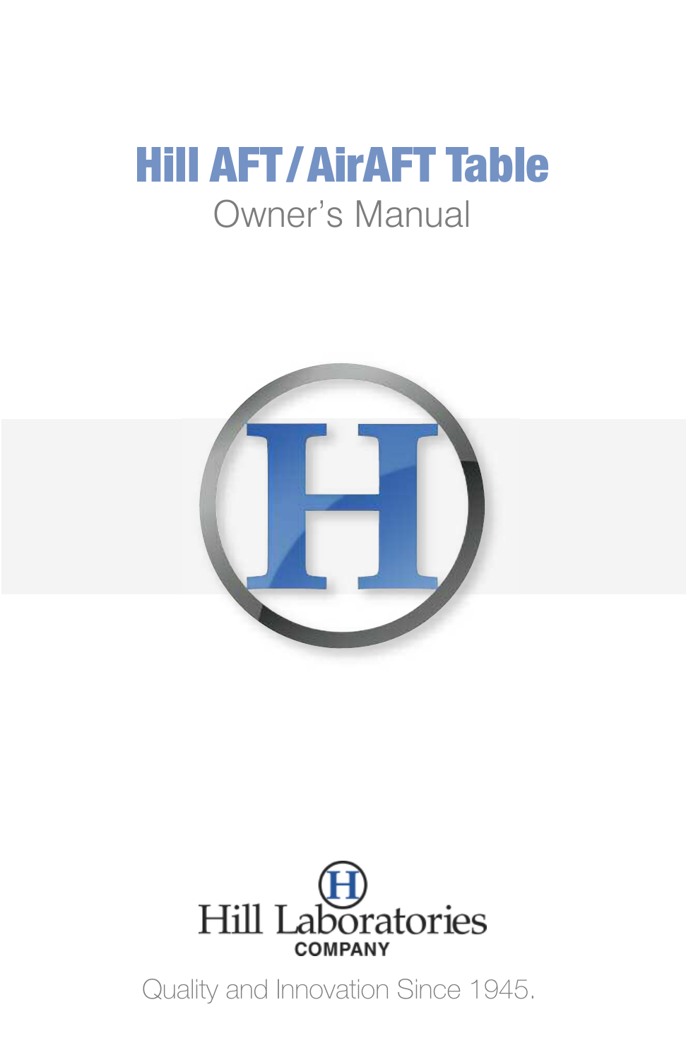# Hill AFT / AirAFT Table

Owner's Manual

Hill Laboratories

COMPANY

Quality and Innovation Since 1945.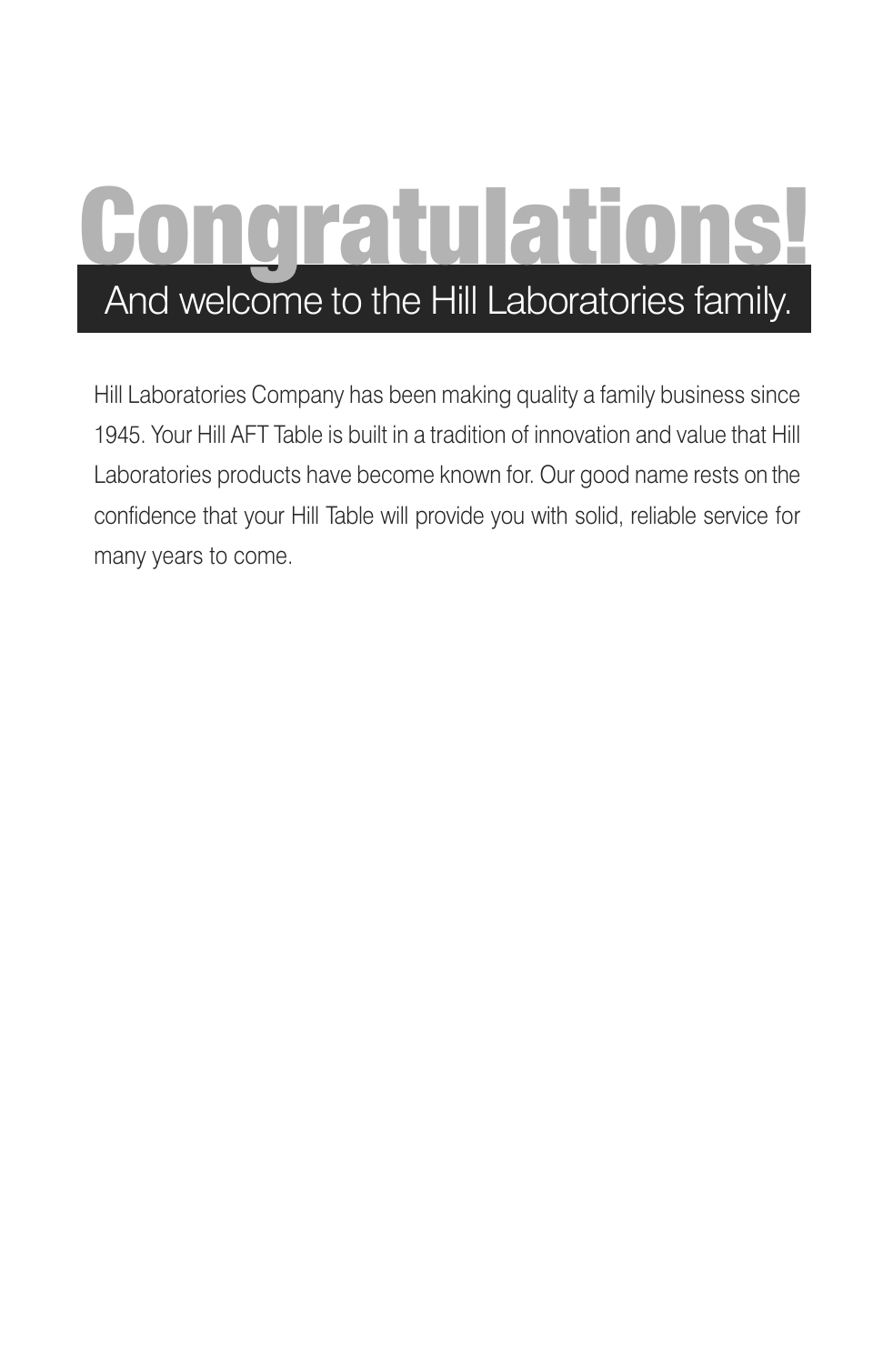# Congratulations!

## And welcome to the Hill Laboratories family.

Hill Laboratories Company has been making quality a family business since 1945. Your Hill AFT Table is built in a tradition of innovation and value that Hill Laboratories products have become known for. Our good name rests on the confidence that your Hill Table will provide you with solid, reliable service for many years to come.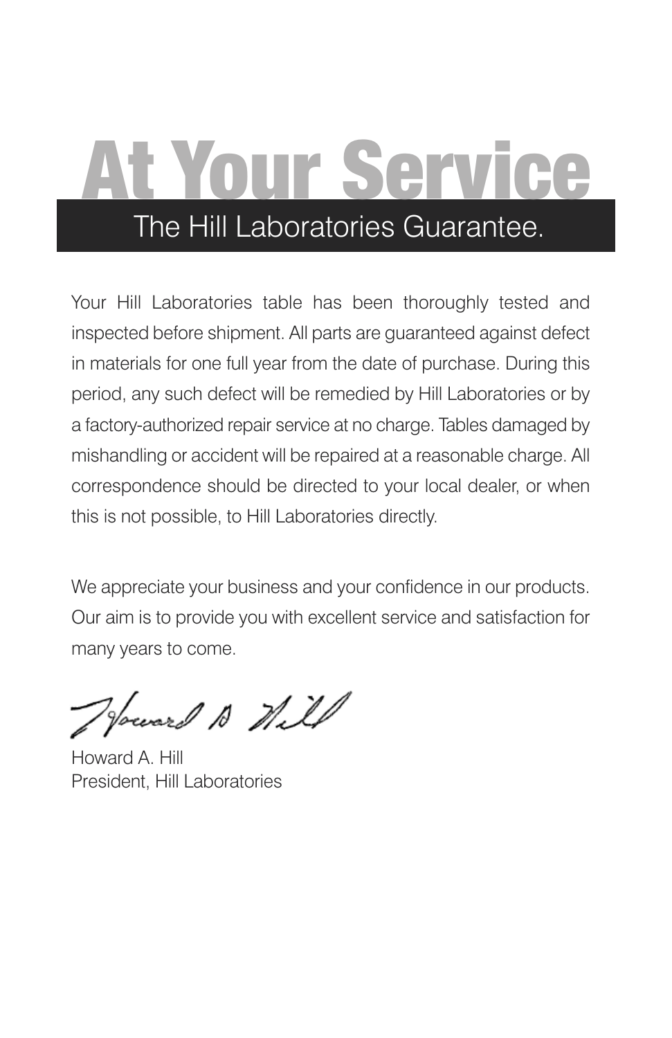# At Your Service

## The Hill Laboratories Guarantee.

Your Hill Laboratories table has been thoroughly tested and inspected before shipment. All parts are guaranteed against defect in materials for one full year from the date of purchase. During this period, any such defect will be remedied by Hill Laboratories or by a factory-authorized repair service at no charge. Tables damaged by mishandling or accident will be repaired at a reasonable charge. All correspondence should be directed to your local dealer, or when this is not possible, to Hill Laboratories directly.

We appreciate your business and your confidence in our products. Our aim is to provide you with excellent service and satisfaction for many years to come.

Howard A. Hill
President, Hill Laboratories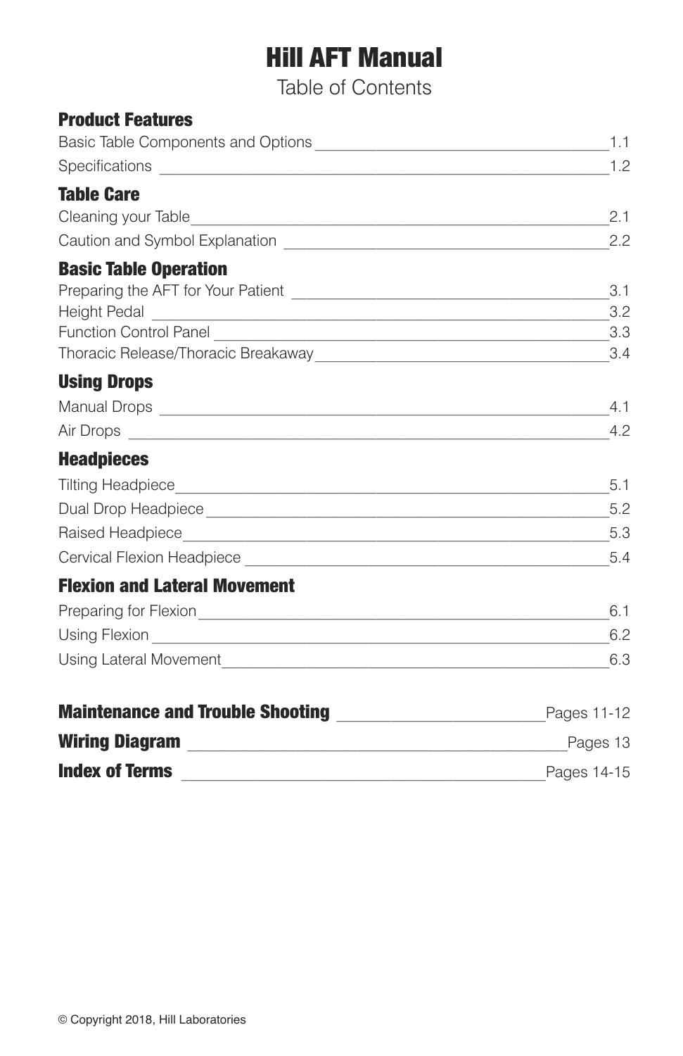# Hill AFT Manual

Table of Contents

### Product Features

Basic Table Components and Options ____________________ 1.1

Specifications ____________________ 1.2

### Table Care

Cleaning your Table ____________________ 2.1

Caution and Symbol Explanation ____________________ 2.2

### Basic Table Operation

Preparing the AFT for Your Patient ____________________ 3.1

Height Pedal ____________________ 3.2

Function Control Panel ____________________ 3.3

Thoracic Release/Thoracic Breakaway ____________________ 3.4

### Using Drops

Manual Drops ____________________ 4.1

Air Drops ____________________ 4.2

### Headpieces

Tilting Headpiece ____________________ 5.1

Dual Drop Headpiece ____________________ 5.2

Raised Headpiece ____________________ 5.3

Cervical Flexion Headpiece ____________________ 5.4

### Flexion and Lateral Movement

Preparing for Flexion ____________________ 6.1

Using Flexion ____________________ 6.2

Using Lateral Movement ____________________ 6.3

**Maintenance and Trouble Shooting** ____________________ Pages 11-12

**Wiring Diagram** ____________________ Pages 13

**Index of Terms** ____________________ Pages 14-15

© Copyright 2018, Hill Laboratories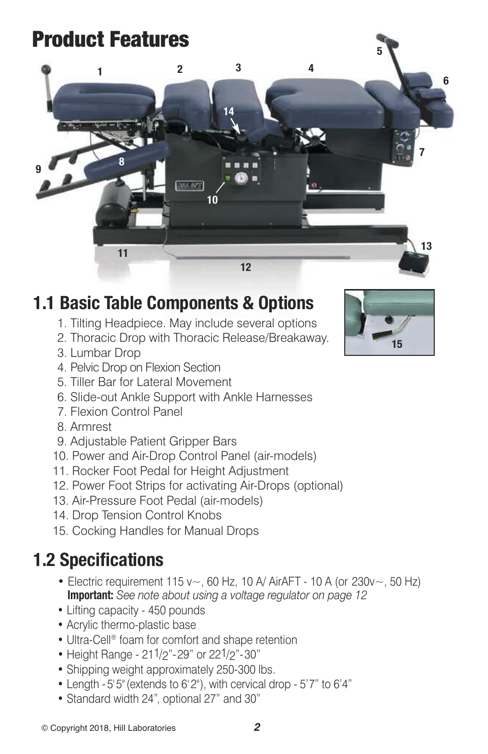# Product Features

## 1.1 Basic Table Components & Options

1. Tilting Headpiece. May include several options
2. Thoracic Drop with Thoracic Release/Breakaway.
3. Lumbar Drop
4. Pelvic Drop on Flexion Section
5. Tiller Bar for Lateral Movement
6. Slide-out Ankle Support with Ankle Harnesses
7. Flexion Control Panel
8. Armrest
9. Adjustable Patient Gripper Bars
10. Power and Air-Drop Control Panel (air-models)
11. Rocker Foot Pedal for Height Adjustment
12. Power Foot Strips for activating Air-Drops (optional)
13. Air-Pressure Foot Pedal (air-models)
14. Drop Tension Control Knobs
15. Cocking Handles for Manual Drops

## 1.2 Specifications

- Electric requirement 115 v~, 60 Hz, 10 A/ AirAFT - 10 A (or 230v~, 50 Hz)
  **Important:** *See note about using a voltage regulator on page 12*
- Lifting capacity - 450 pounds
- Acrylic thermo-plastic base
- Ultra-Cell® foam for comfort and shape retention
- Height Range - 21 1/2"-29" or 22 1/2"-30"
- Shipping weight approximately 250-300 lbs.
- Length - 5'5" (extends to 6'2"), with cervical drop - 5'7" to 6'4"
- Standard width 24", optional 27" and 30"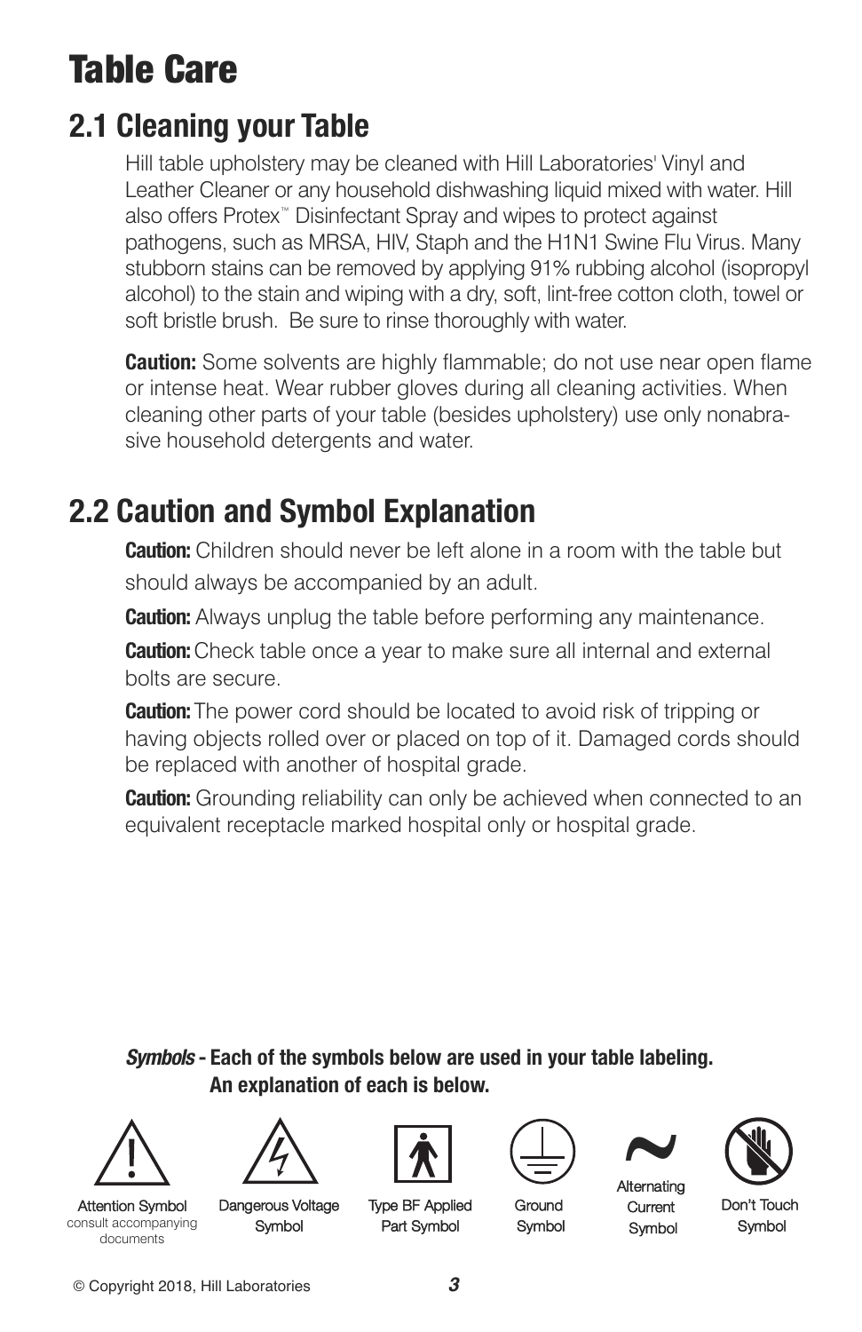# Table Care

## 2.1 Cleaning your Table

Hill table upholstery may be cleaned with Hill Laboratories' Vinyl and Leather Cleaner or any household dishwashing liquid mixed with water. Hill also offers Protex™ Disinfectant Spray and wipes to protect against pathogens, such as MRSA, HIV, Staph and the H1N1 Swine Flu Virus. Many stubborn stains can be removed by applying 91% rubbing alcohol (isopropyl alcohol) to the stain and wiping with a dry, soft, lint-free cotton cloth, towel or soft bristle brush. Be sure to rinse thoroughly with water.

**Caution:** Some solvents are highly flammable; do not use near open flame or intense heat. Wear rubber gloves during all cleaning activities. When cleaning other parts of your table (besides upholstery) use only nonabrasive household detergents and water.

## 2.2 Caution and Symbol Explanation

**Caution:** Children should never be left alone in a room with the table but should always be accompanied by an adult.

**Caution:** Always unplug the table before performing any maintenance.

**Caution:** Check table once a year to make sure all internal and external bolts are secure.

**Caution:** The power cord should be located to avoid risk of tripping or having objects rolled over or placed on top of it. Damaged cords should be replaced with another of hospital grade.

**Caution:** Grounding reliability can only be achieved when connected to an equivalent receptacle marked hospital only or hospital grade.

***Symbols*** **- Each of the symbols below are used in your table labeling. An explanation of each is below.**

- Attention Symbol – consult accompanying documents
- Dangerous Voltage Symbol
- Type BF Applied Part Symbol
- Ground Symbol
- Alternating Current Symbol
- Don't Touch Symbol

© Copyright 2018, Hill Laboratories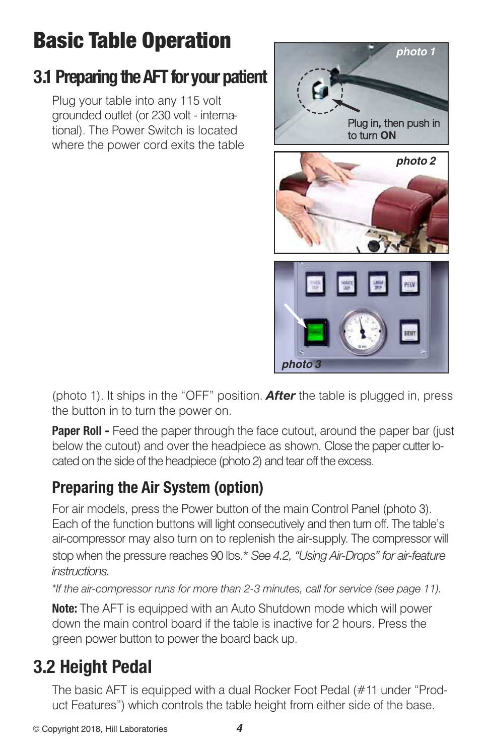# Basic Table Operation

## 3.1 Preparing the AFT for your patient

Plug your table into any 115 volt grounded outlet (or 230 volt - international). The Power Switch is located where the power cord exits the table (photo 1). It ships in the "OFF" position. ***After*** the table is plugged in, press the button in to turn the power on.

photo 1

Plug in, then push in to turn **ON**

photo 2

photo 3

**Paper Roll -** Feed the paper through the face cutout, around the paper bar (just below the cutout) and over the headpiece as shown. Close the paper cutter located on the side of the headpiece (photo 2) and tear off the excess.

### Preparing the Air System (option)

For air models, press the Power button of the main Control Panel (photo 3). Each of the function buttons will light consecutively and then turn off. The table's air-compressor may also turn on to replenish the air-supply. The compressor will stop when the pressure reaches 90 lbs.* *See 4.2, "Using Air-Drops" for air-feature instructions.*

*\*If the air-compressor runs for more than 2-3 minutes, call for service (see page 11).*

**Note:** The AFT is equipped with an Auto Shutdown mode which will power down the main control board if the table is inactive for 2 hours. Press the green power button to power the board back up.

## 3.2 Height Pedal

The basic AFT is equipped with a dual Rocker Foot Pedal (#11 under "Product Features") which controls the table height from either side of the base.

© Copyright 2018, Hill Laboratories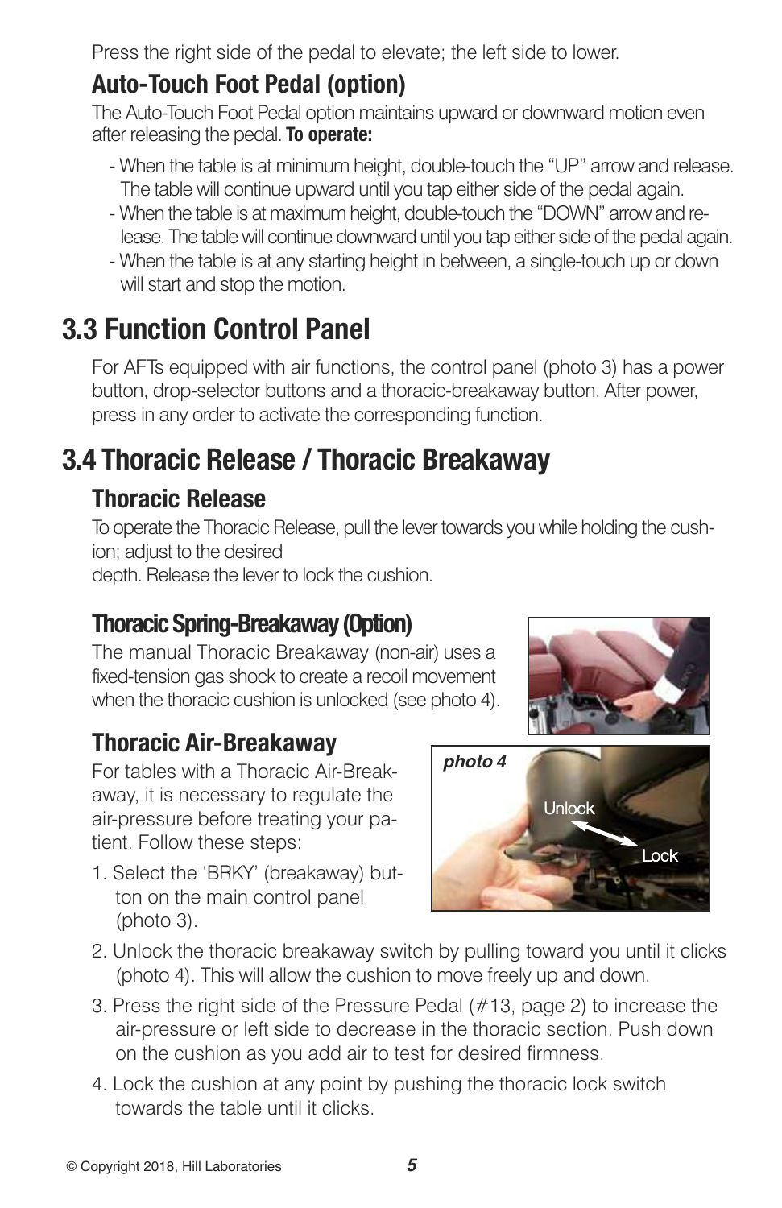Press the right side of the pedal to elevate; the left side to lower.

### Auto-Touch Foot Pedal (option)

The Auto-Touch Foot Pedal option maintains upward or downward motion even after releasing the pedal. **To operate:**

- When the table is at minimum height, double-touch the "UP" arrow and release. The table will continue upward until you tap either side of the pedal again.
- When the table is at maximum height, double-touch the "DOWN" arrow and release. The table will continue downward until you tap either side of the pedal again.
- When the table is at any starting height in between, a single-touch up or down will start and stop the motion.

## 3.3 Function Control Panel

For AFTs equipped with air functions, the control panel (photo 3) has a power button, drop-selector buttons and a thoracic-breakaway button. After power, press in any order to activate the corresponding function.

## 3.4 Thoracic Release / Thoracic Breakaway

### Thoracic Release

To operate the Thoracic Release, pull the lever towards you while holding the cushion; adjust to the desired depth. Release the lever to lock the cushion.

### Thoracic Spring-Breakaway (Option)

The manual Thoracic Breakaway (non-air) uses a fixed-tension gas shock to create a recoil movement when the thoracic cushion is unlocked (see photo 4).

*photo 4*

Unlock

Lock

### Thoracic Air-Breakaway

For tables with a Thoracic Air-Breakaway, it is necessary to regulate the air-pressure before treating your patient. Follow these steps:

1. Select the 'BRKY' (breakaway) button on the main control panel (photo 3).
2. Unlock the thoracic breakaway switch by pulling toward you until it clicks (photo 4). This will allow the cushion to move freely up and down.
3. Press the right side of the Pressure Pedal (#13, page 2) to increase the air-pressure or left side to decrease in the thoracic section. Push down on the cushion as you add air to test for desired firmness.
4. Lock the cushion at any point by pushing the thoracic lock switch towards the table until it clicks.

© Copyright 2018, Hill Laboratories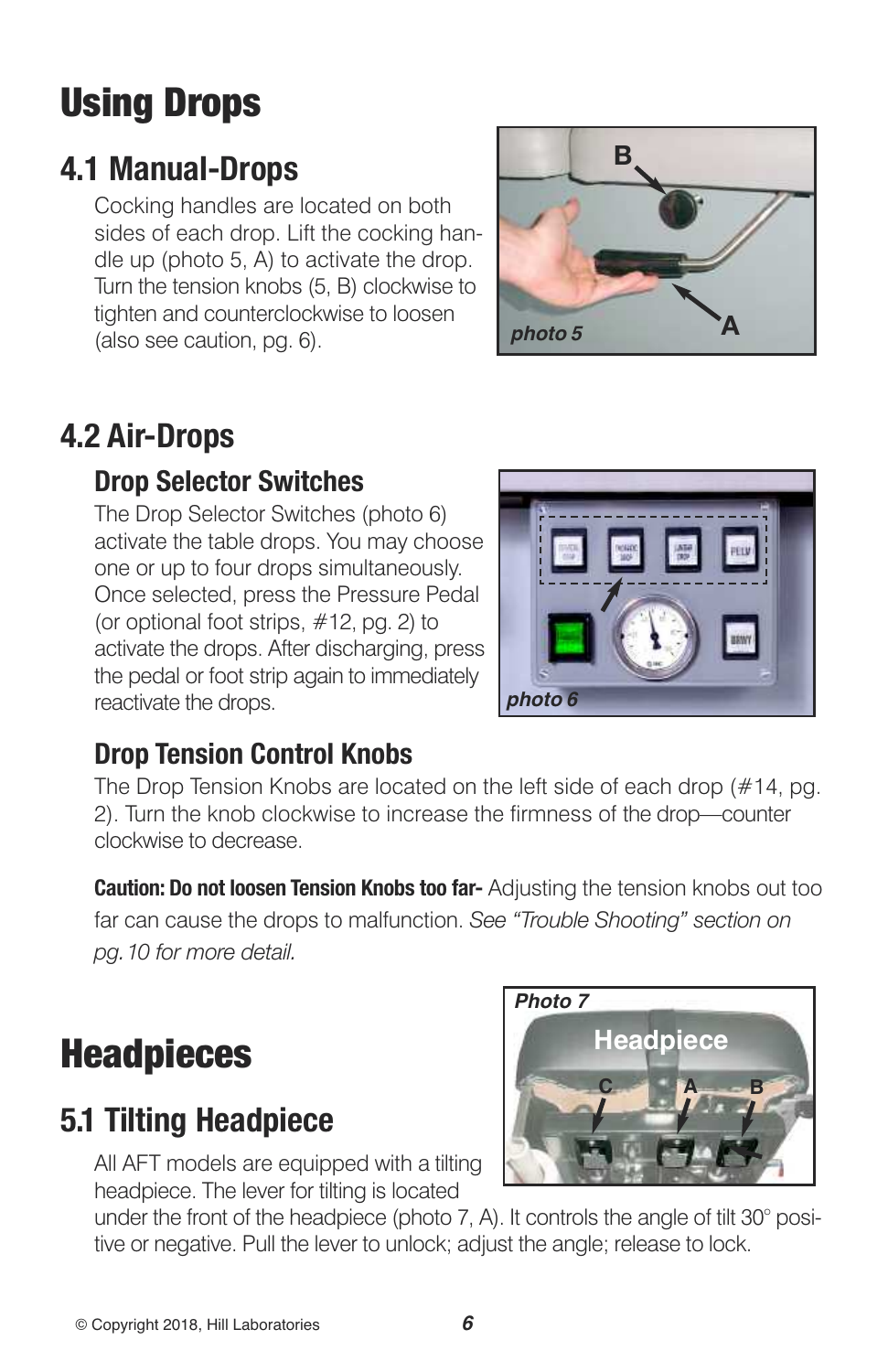# Using Drops

## 4.1 Manual-Drops

Cocking handles are located on both sides of each drop. Lift the cocking handle up (photo 5, A) to activate the drop. Turn the tension knobs (5, B) clockwise to tighten and counterclockwise to loosen (also see caution, pg. 6).

*photo 5*

## 4.2 Air-Drops

### Drop Selector Switches

The Drop Selector Switches (photo 6) activate the table drops. You may choose one or up to four drops simultaneously. Once selected, press the Pressure Pedal (or optional foot strips, #12, pg. 2) to activate the drops. After discharging, press the pedal or foot strip again to immediately reactivate the drops.

*photo 6*

### Drop Tension Control Knobs

The Drop Tension Knobs are located on the left side of each drop (#14, pg. 2). Turn the knob clockwise to increase the firmness of the drop—counter clockwise to decrease.

**Caution: Do not loosen Tension Knobs too far-** Adjusting the tension knobs out too far can cause the drops to malfunction. *See "Trouble Shooting" section on pg.10 for more detail.*

# Headpieces

*Photo 7*

## 5.1 Tilting Headpiece

All AFT models are equipped with a tilting headpiece. The lever for tilting is located under the front of the headpiece (photo 7, A). It controls the angle of tilt 30° positive or negative. Pull the lever to unlock; adjust the angle; release to lock.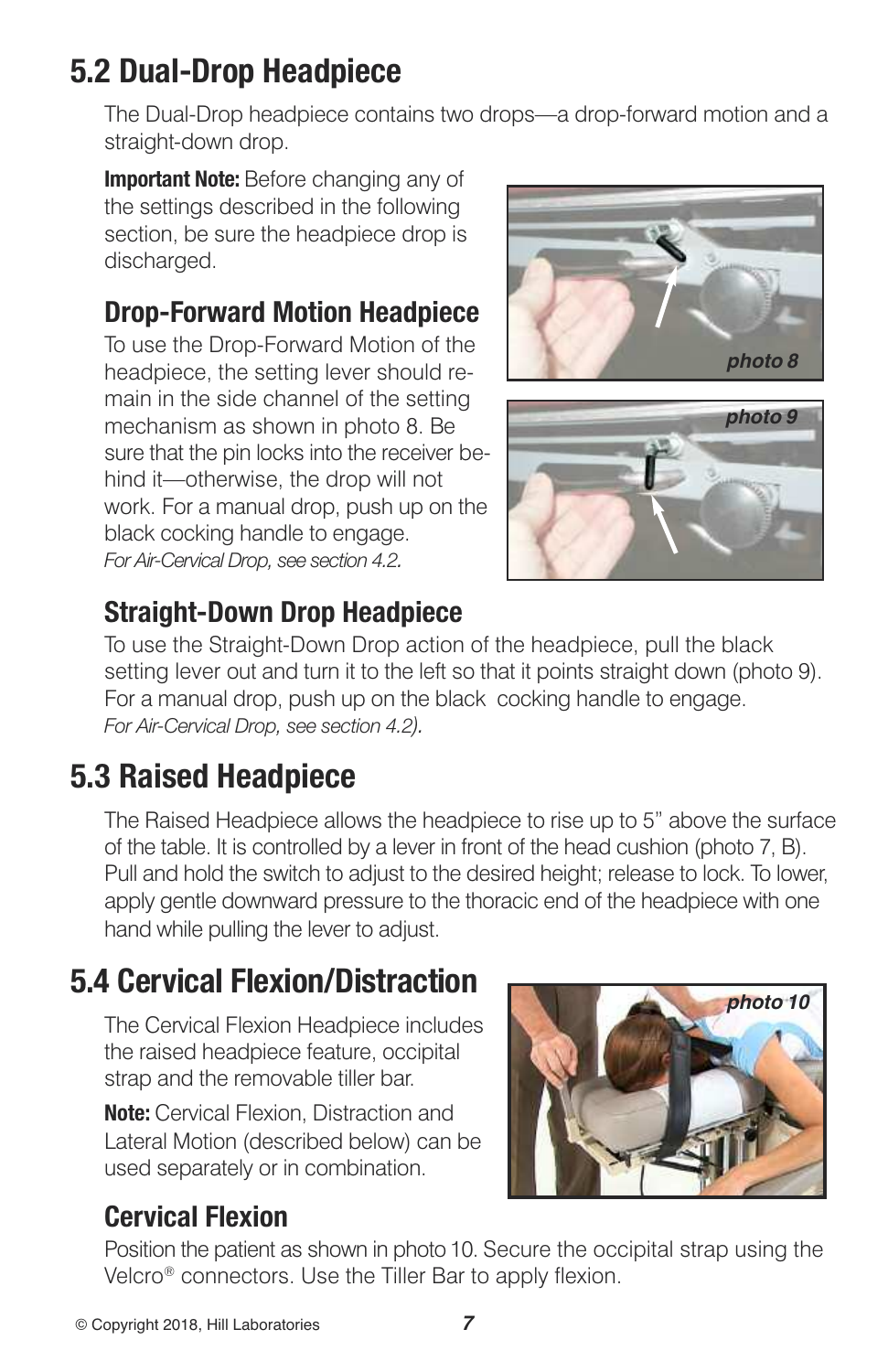## 5.2 Dual-Drop Headpiece

The Dual-Drop headpiece contains two drops—a drop-forward motion and a straight-down drop.

**Important Note:** Before changing any of the settings described in the following section, be sure the headpiece drop is discharged.

### Drop-Forward Motion Headpiece

To use the Drop-Forward Motion of the headpiece, the setting lever should remain in the side channel of the setting mechanism as shown in photo 8. Be sure that the pin locks into the receiver behind it—otherwise, the drop will not work. For a manual drop, push up on the black cocking handle to engage.
*For Air-Cervical Drop, see section 4.2.*

photo 8

photo 9

### Straight-Down Drop Headpiece

To use the Straight-Down Drop action of the headpiece, pull the black setting lever out and turn it to the left so that it points straight down (photo 9). For a manual drop, push up on the black cocking handle to engage.
*For Air-Cervical Drop, see section 4.2).*

## 5.3 Raised Headpiece

The Raised Headpiece allows the headpiece to rise up to 5" above the surface of the table. It is controlled by a lever in front of the head cushion (photo 7, B). Pull and hold the switch to adjust to the desired height; release to lock. To lower, apply gentle downward pressure to the thoracic end of the headpiece with one hand while pulling the lever to adjust.

## 5.4 Cervical Flexion/Distraction

The Cervical Flexion Headpiece includes the raised headpiece feature, occipital strap and the removable tiller bar.

**Note:** Cervical Flexion, Distraction and Lateral Motion (described below) can be used separately or in combination.

photo 10

### Cervical Flexion

Position the patient as shown in photo 10. Secure the occipital strap using the Velcro® connectors. Use the Tiller Bar to apply flexion.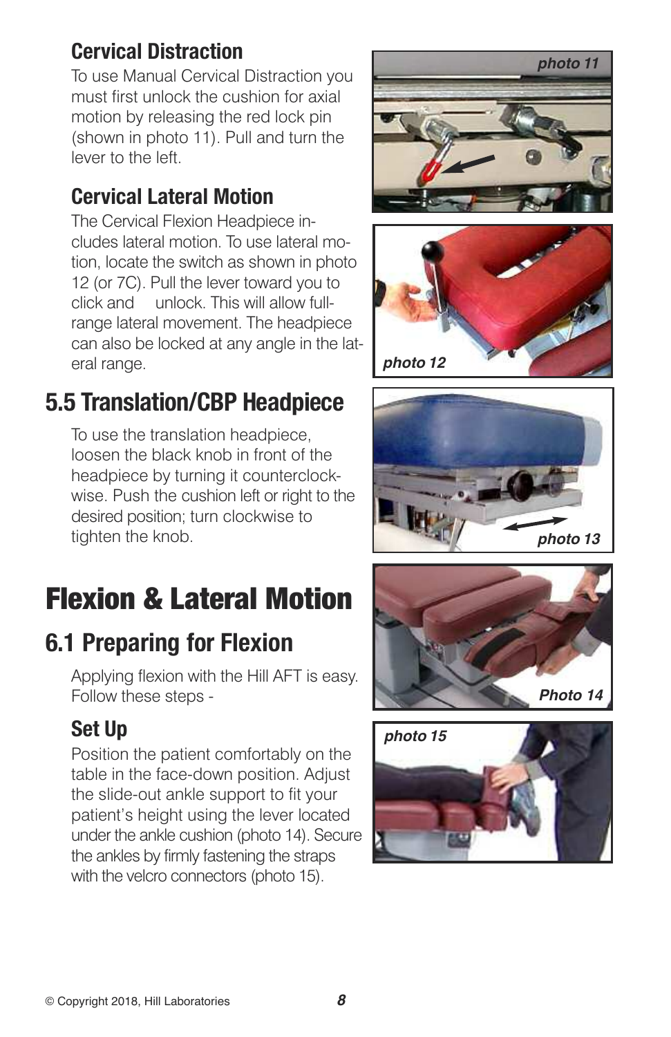### Cervical Distraction

To use Manual Cervical Distraction you must first unlock the cushion for axial motion by releasing the red lock pin (shown in photo 11). Pull and turn the lever to the left.

### Cervical Lateral Motion

The Cervical Flexion Headpiece includes lateral motion. To use lateral motion, locate the switch as shown in photo 12 (or 7C). Pull the lever toward you to click and unlock. This will allow full-range lateral movement. The headpiece can also be locked at any angle in the lateral range.

## 5.5 Translation/CBP Headpiece

To use the translation headpiece, loosen the black knob in front of the headpiece by turning it counterclockwise. Push the cushion left or right to the desired position; turn clockwise to tighten the knob.

# Flexion & Lateral Motion

## 6.1 Preparing for Flexion

Applying flexion with the Hill AFT is easy. Follow these steps -

### Set Up

Position the patient comfortably on the table in the face-down position. Adjust the slide-out ankle support to fit your patient's height using the lever located under the ankle cushion (photo 14). Secure the ankles by firmly fastening the straps with the velcro connectors (photo 15).

*photo 11*

*photo 12*

*photo 13*

*Photo 14*

*photo 15*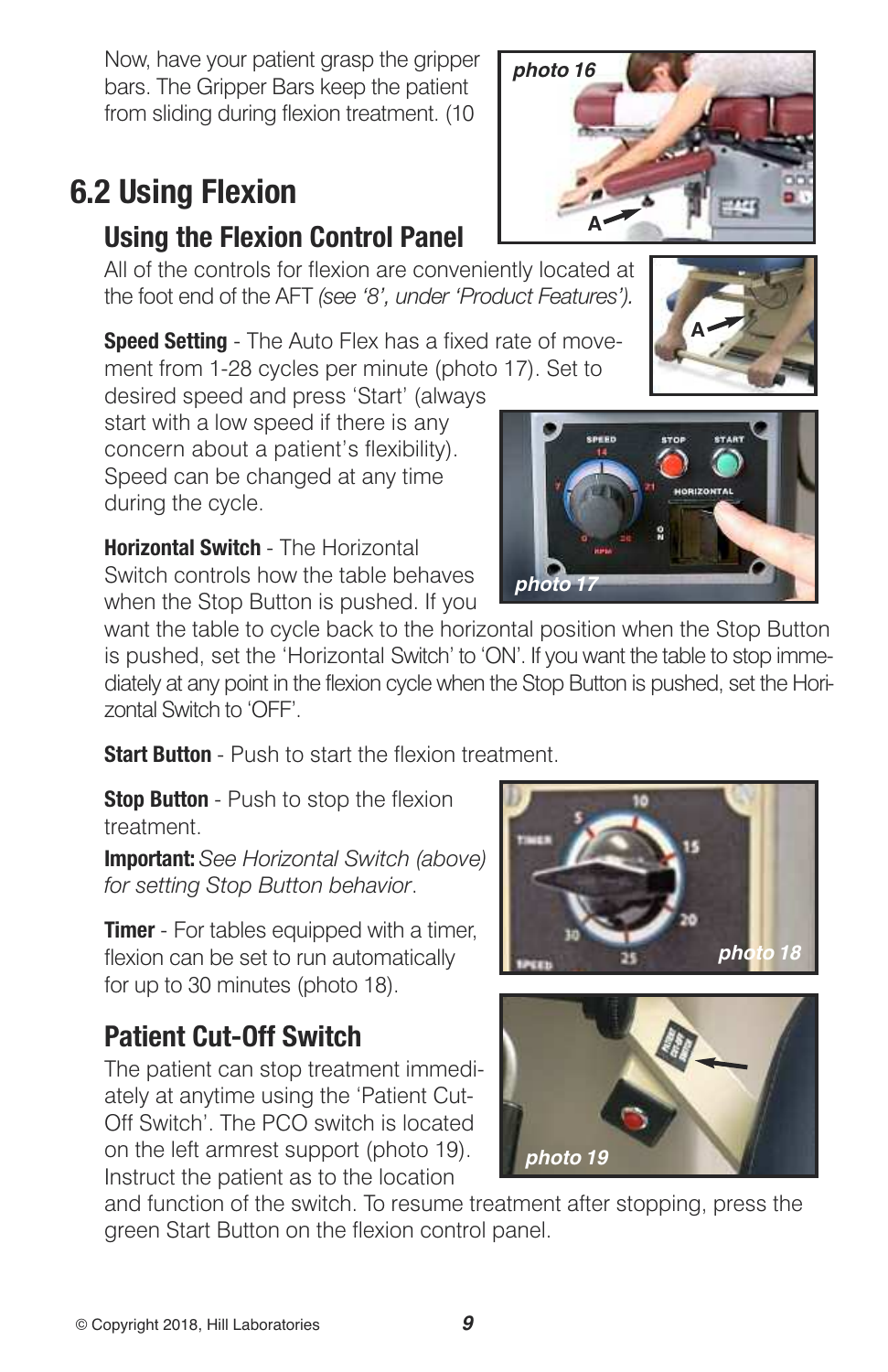Now, have your patient grasp the gripper bars. The Gripper Bars keep the patient from sliding during flexion treatment. (10

## 6.2 Using Flexion

### Using the Flexion Control Panel

All of the controls for flexion are conveniently located at the foot end of the AFT *(see '8', under 'Product Features').*

**Speed Setting** - The Auto Flex has a fixed rate of movement from 1-28 cycles per minute (photo 17). Set to desired speed and press 'Start' (always start with a low speed if there is any concern about a patient's flexibility). Speed can be changed at any time during the cycle.

**Horizontal Switch** - The Horizontal Switch controls how the table behaves when the Stop Button is pushed. If you want the table to cycle back to the horizontal position when the Stop Button is pushed, set the 'Horizontal Switch' to 'ON'. If you want the table to stop immediately at any point in the flexion cycle when the Stop Button is pushed, set the Horizontal Switch to 'OFF'.

**Start Button** - Push to start the flexion treatment.

**Stop Button** - Push to stop the flexion treatment.

**Important:** *See Horizontal Switch (above) for setting Stop Button behavior*.

**Timer** - For tables equipped with a timer, flexion can be set to run automatically for up to 30 minutes (photo 18).

### Patient Cut-Off Switch

The patient can stop treatment immediately at anytime using the 'Patient Cut-Off Switch'. The PCO switch is located on the left armrest support (photo 19). Instruct the patient as to the location and function of the switch. To resume treatment after stopping, press the green Start Button on the flexion control panel.

photo 16

photo 17

photo 18

photo 19

© Copyright 2018, Hill Laboratories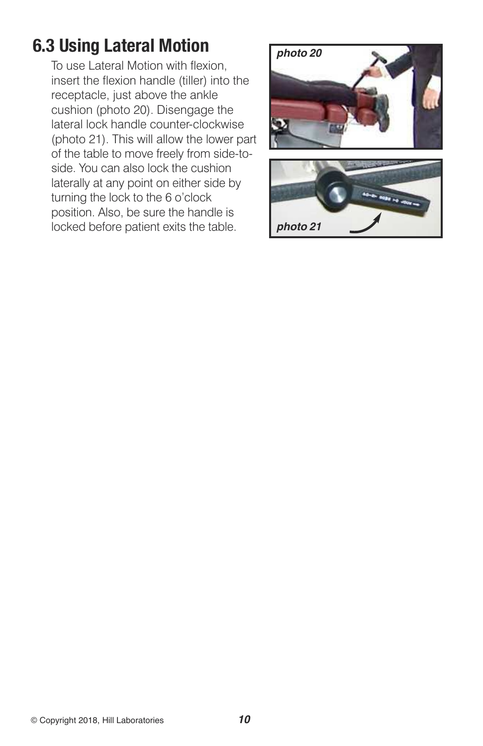## 6.3 Using Lateral Motion

To use Lateral Motion with flexion, insert the flexion handle (tiller) into the receptacle, just above the ankle cushion (photo 20). Disengage the lateral lock handle counter-clockwise (photo 21). This will allow the lower part of the table to move freely from side-to-side. You can also lock the cushion laterally at any point on either side by turning the lock to the 6 o'clock position. Also, be sure the handle is locked before patient exits the table.

*photo 20*

*photo 21*

© Copyright 2018, Hill Laboratories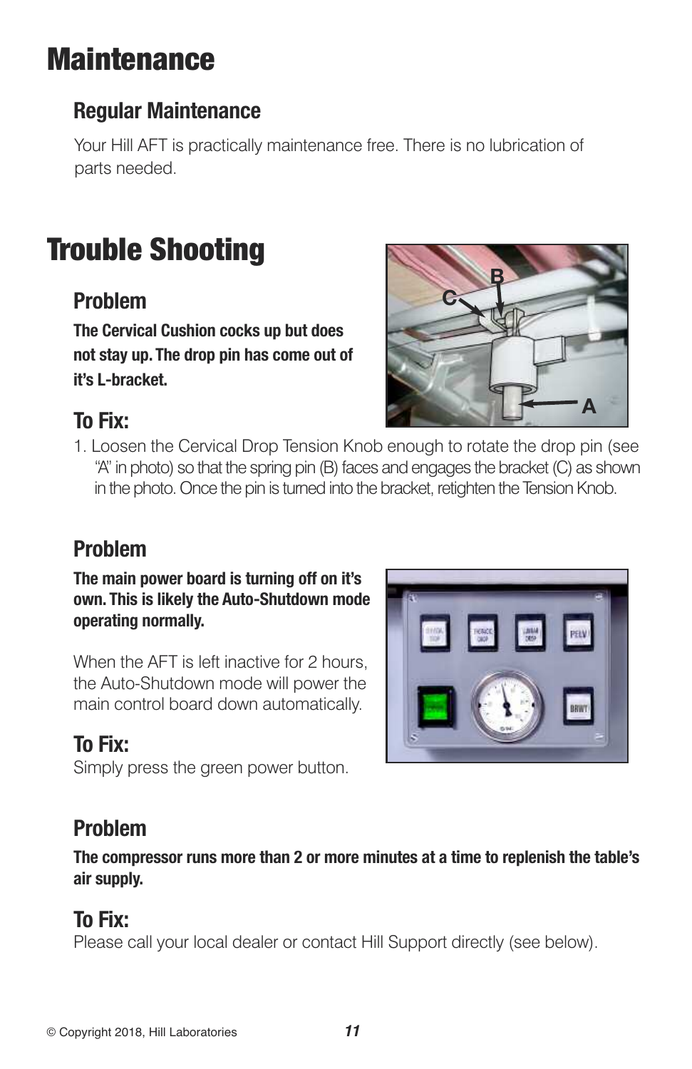# Maintenance

## Regular Maintenance

Your Hill AFT is practically maintenance free. There is no lubrication of parts needed.

# Trouble Shooting

## Problem

**The Cervical Cushion cocks up but does not stay up. The drop pin has come out of it's L-bracket.**

## To Fix:

1. Loosen the Cervical Drop Tension Knob enough to rotate the drop pin (see "A" in photo) so that the spring pin (B) faces and engages the bracket (C) as shown in the photo. Once the pin is turned into the bracket, retighten the Tension Knob.

## Problem

**The main power board is turning off on it's own. This is likely the Auto-Shutdown mode operating normally.**

When the AFT is left inactive for 2 hours, the Auto-Shutdown mode will power the main control board down automatically.

## To Fix:

Simply press the green power button.

## Problem

**The compressor runs more than 2 or more minutes at a time to replenish the table's air supply.**

## To Fix:

Please call your local dealer or contact Hill Support directly (see below).

© Copyright 2018, Hill Laboratories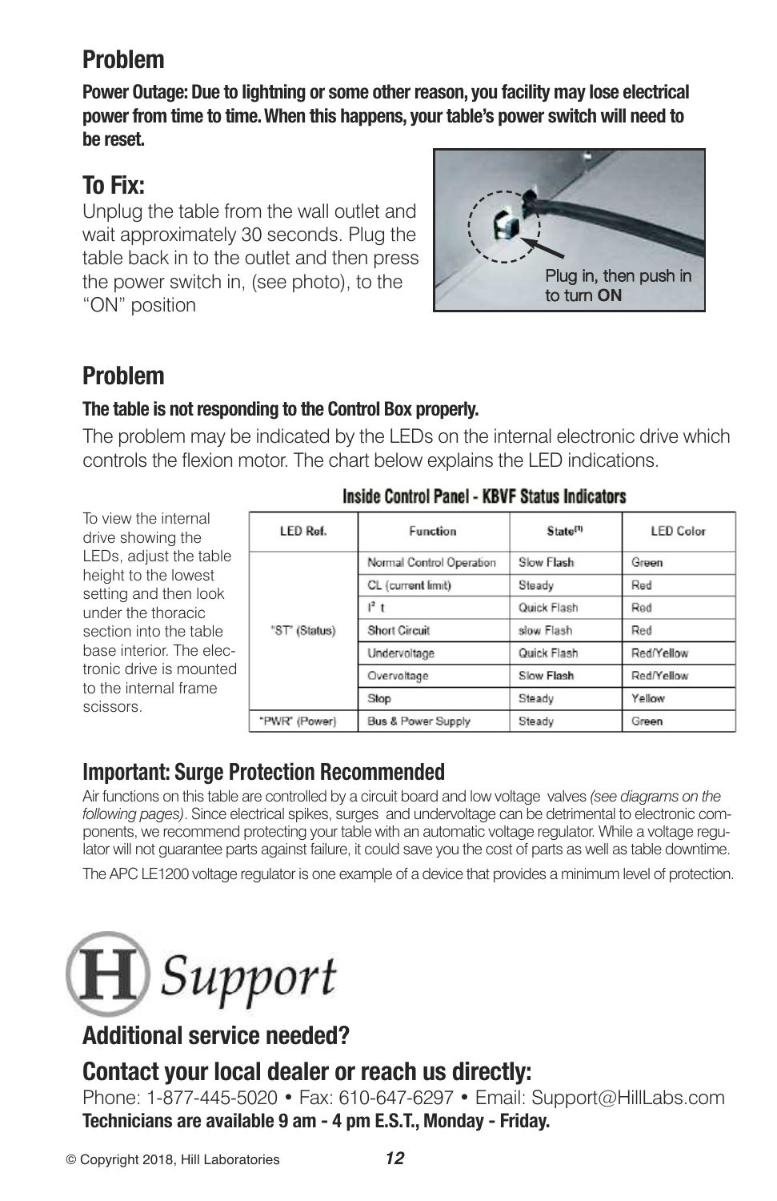## Problem

**Power Outage: Due to lightning or some other reason, you facility may lose electrical power from time to time. When this happens, your table's power switch will need to be reset.**

## To Fix:

Unplug the table from the wall outlet and wait approximately 30 seconds. Plug the table back in to the outlet and then press the power switch in, (see photo), to the "ON" position

Plug in, then push in to turn **ON**

## Problem

**The table is not responding to the Control Box properly.**

The problem may be indicated by the LEDs on the internal electronic drive which controls the flexion motor. The chart below explains the LED indications.

To view the internal drive showing the LEDs, adjust the table height to the lowest setting and then look under the thoracic section into the table base interior. The electronic drive is mounted to the internal frame scissors.

**Inside Control Panel - KBVF Status Indicators**

| LED Ref. | Function | State[1] | LED Color |
|---|---|---|---|
| "ST" (Status) | Normal Control Operation | Slow Flash | Green |
| | CL (current limit) | Steady | Red |
| | $I^2$ t | Quick Flash | Red |
| | Short Circuit | slow Flash | Red |
| | Undervoltage | Quick Flash | Red/Yellow |
| | Overvoltage | Slow Flash | Red/Yellow |
| | Stop | Steady | Yellow |
| "PWR" (Power) | Bus & Power Supply | Steady | Green |

### Important: Surge Protection Recommended

Air functions on this table are controlled by a circuit board and low voltage valves *(see diagrams on the following pages)*. Since electrical spikes, surges and undervoltage can be detrimental to electronic components, we recommend protecting your table with an automatic voltage regulator. While a voltage regulator will not guarantee parts against failure, it could save you the cost of parts as well as table downtime.

The APC LE1200 voltage regulator is one example of a device that provides a minimum level of protection.

H Support

## Additional service needed?

## Contact your local dealer or reach us directly:

Phone: 1-877-445-5020 • Fax: 610-647-6297 • Email: Support@HillLabs.com

**Technicians are available 9 am - 4 pm E.S.T., Monday - Friday.**

© Copyright 2018, Hill Laboratories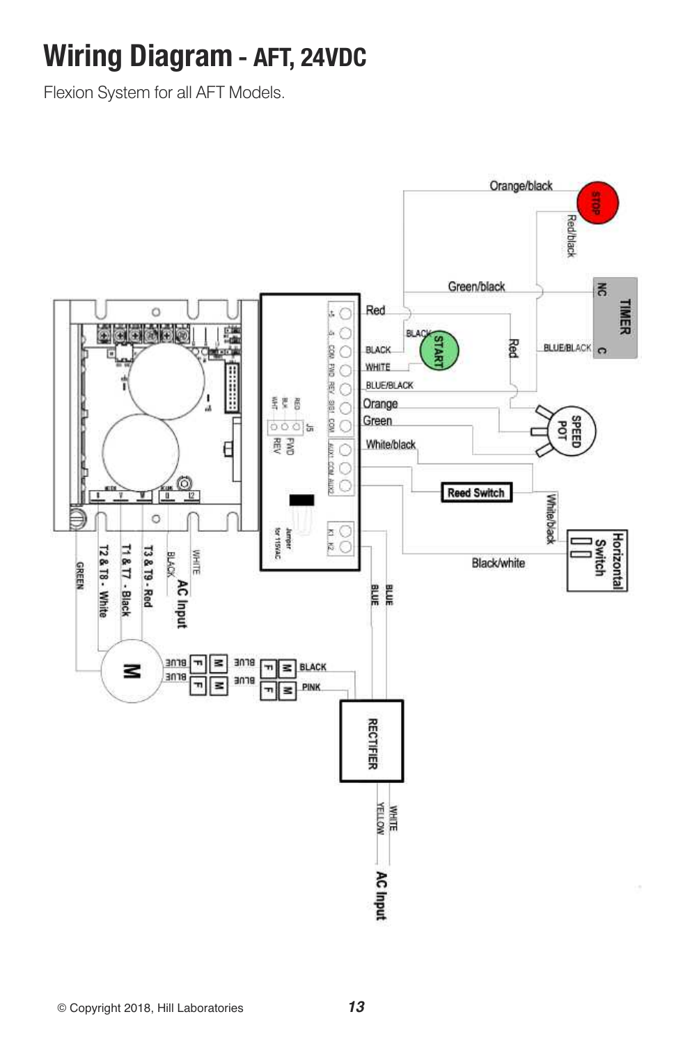# Wiring Diagram - AFT, 24VDC

Flexion System for all AFT Models.

Orange/black

STOP

Red/black

Green/black

NC

TIMER

C

BLUE/BLACK

Red

BLACK

START

BLACK

WHITE

BLUE/BLACK

Orange

Green

White/black

Red

SPEED POT

Reed Switch

White/black

Horizontal Switch

Black/white

J5

FWD

REV

Jumper for 115VAC

GREEN

T2 & T8 - White

T1 & T7 - Black

T3 & T9 - Red

BLACK

WHITE

AC Input

BLUE

BLUE

M

BLUE

BLUE

BLUE

BLUE

BLACK

PINK

RECTIFIER

YELLOW

WHITE

AC Input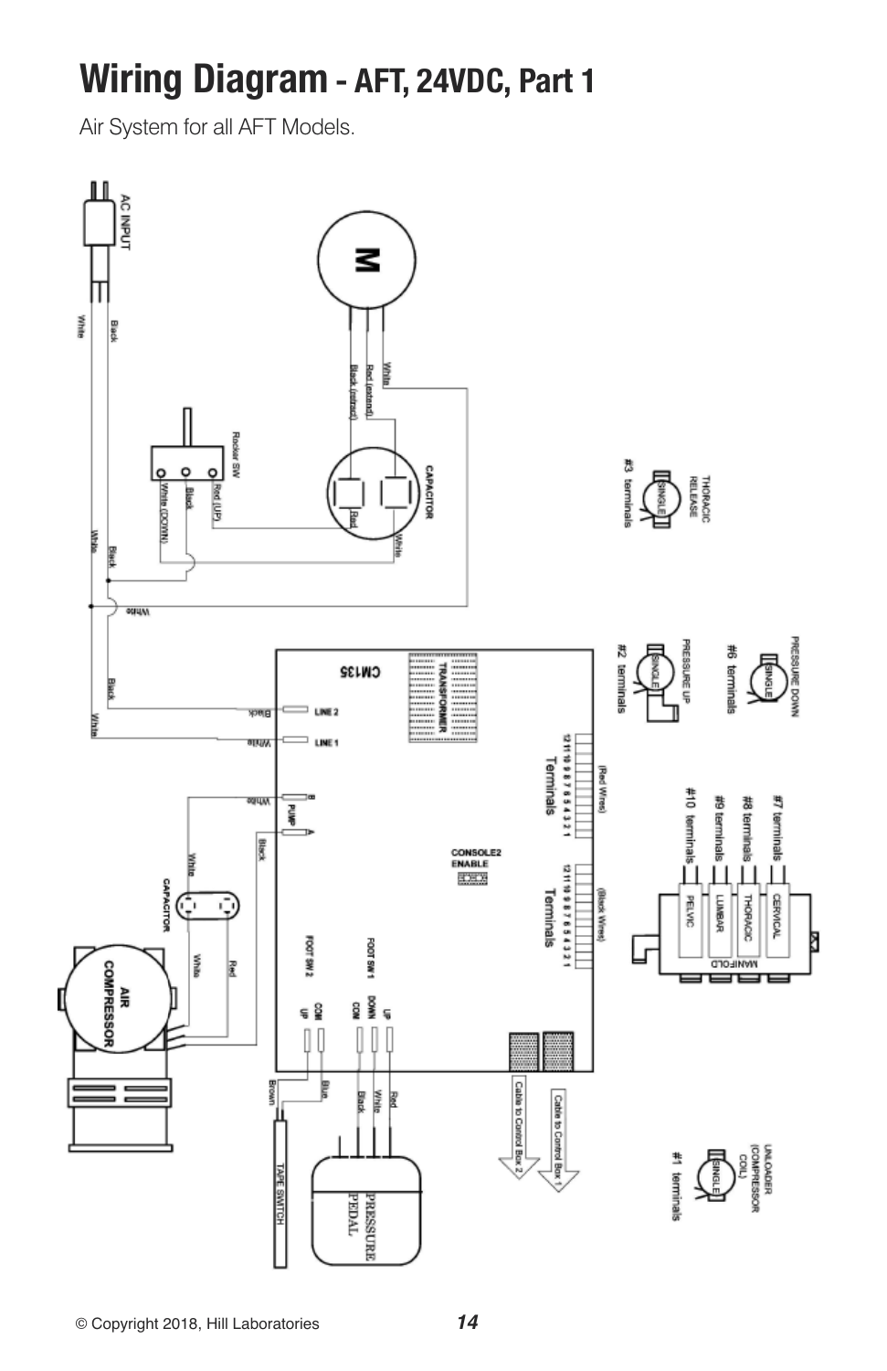# Wiring Diagram - AFT, 24VDC, Part 1

Air System for all AFT Models.

AC INPUT

Black

White

M

White

Red (extend)

Black (retract)

CAPACITOR

Red

White

Rocker SW

White (DOWN)

Black

Red (UP)

Black

White

White

THORACIC RELEASE

#3 terminals

PRESSURE UP

#2 terminals

PRESSURE DOWN

#6 terminals

CM135

TRANSFORMER

LINE 2

LINE 1

Black

White

Black

White

B

PUMP

A

White

Black

White

CAPACITOR

White

Red

AIR COMPRESSOR

12 11 10 9 8 7 6 5 4 3 2 1

(Red Wires)

Terminals

CONSOLE2 ENABLE

12 11 10 9 8 7 6 5 4 3 2 1

(Black Wires)

Terminals

#7 terminals

#8 terminals

#9 terminals

#10 terminals

CERVICAL

THORACIC

LUMBAR

PELVIC

MANIFOLD

FOOT SW 2

COM

UP

FOOT SW 1

COM

DOWN

UP

Cable to Control Box 2

Cable to Control Box 1

Brown

Blue

Black

White

Red

TAPE SWITCH

PRESSURE PEDAL

UNLOADER (COMPRESSOR COIL)

#1 terminals

SINGLE

© Copyright 2018, Hill Laboratories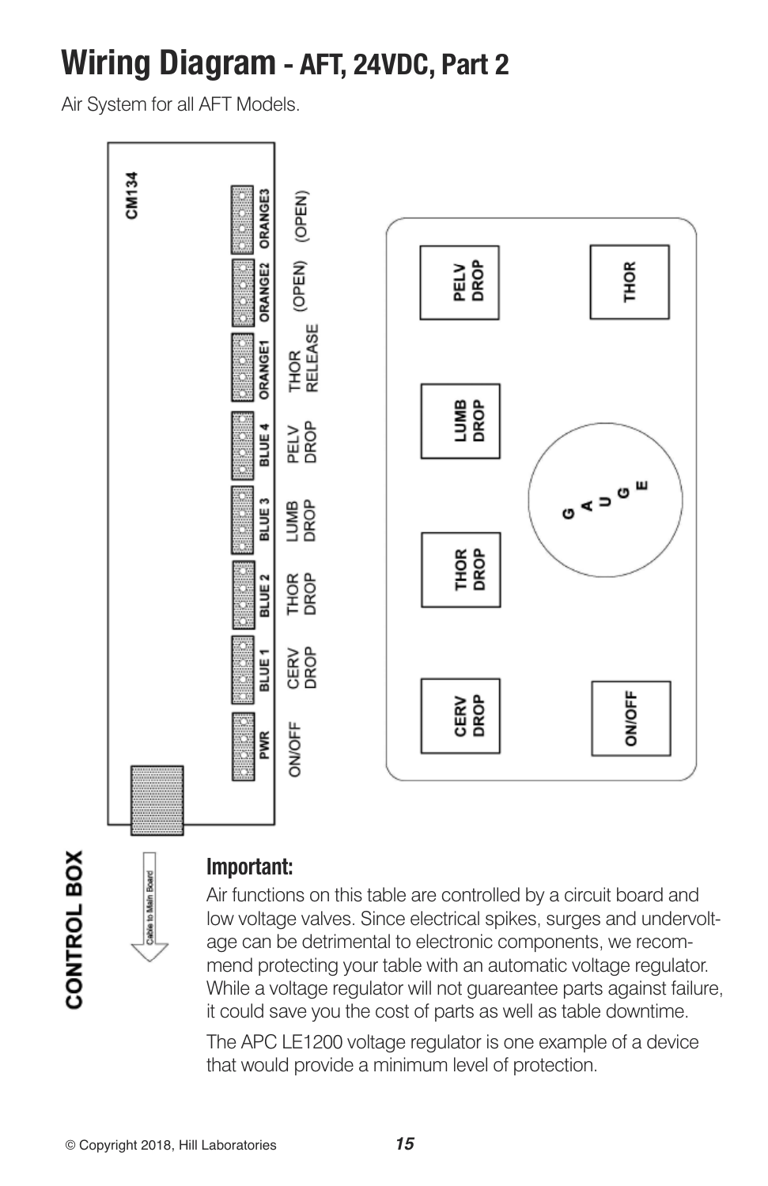# Wiring Diagram - AFT, 24VDC, Part 2

Air System for all AFT Models.

CM134

| Connector | Function |
|---|---|
| PWR | ON/OFF |
| BLUE 1 | CERV DROP |
| BLUE 2 | THOR DROP |
| BLUE 3 | LUMB DROP |
| BLUE 4 | PELV DROP |
| ORANGE1 | THOR RELEASE |
| ORANGE2 | (OPEN) |
| ORANGE3 | (OPEN) |

CERV DROP, THOR DROP, LUMB DROP, PELV DROP, ON/OFF, GAUGE, THOR

CONTROL BOX

Cable to Main Board

**Important:**

Air functions on this table are controlled by a circuit board and low voltage valves. Since electrical spikes, surges and undervoltage can be detrimental to electronic components, we recommend protecting your table with an automatic voltage regulator. While a voltage regulator will not guareantee parts against failure, it could save you the cost of parts as well as table downtime.

The APC LE1200 voltage regulator is one example of a device that would provide a minimum level of protection.

© Copyright 2018, Hill Laboratories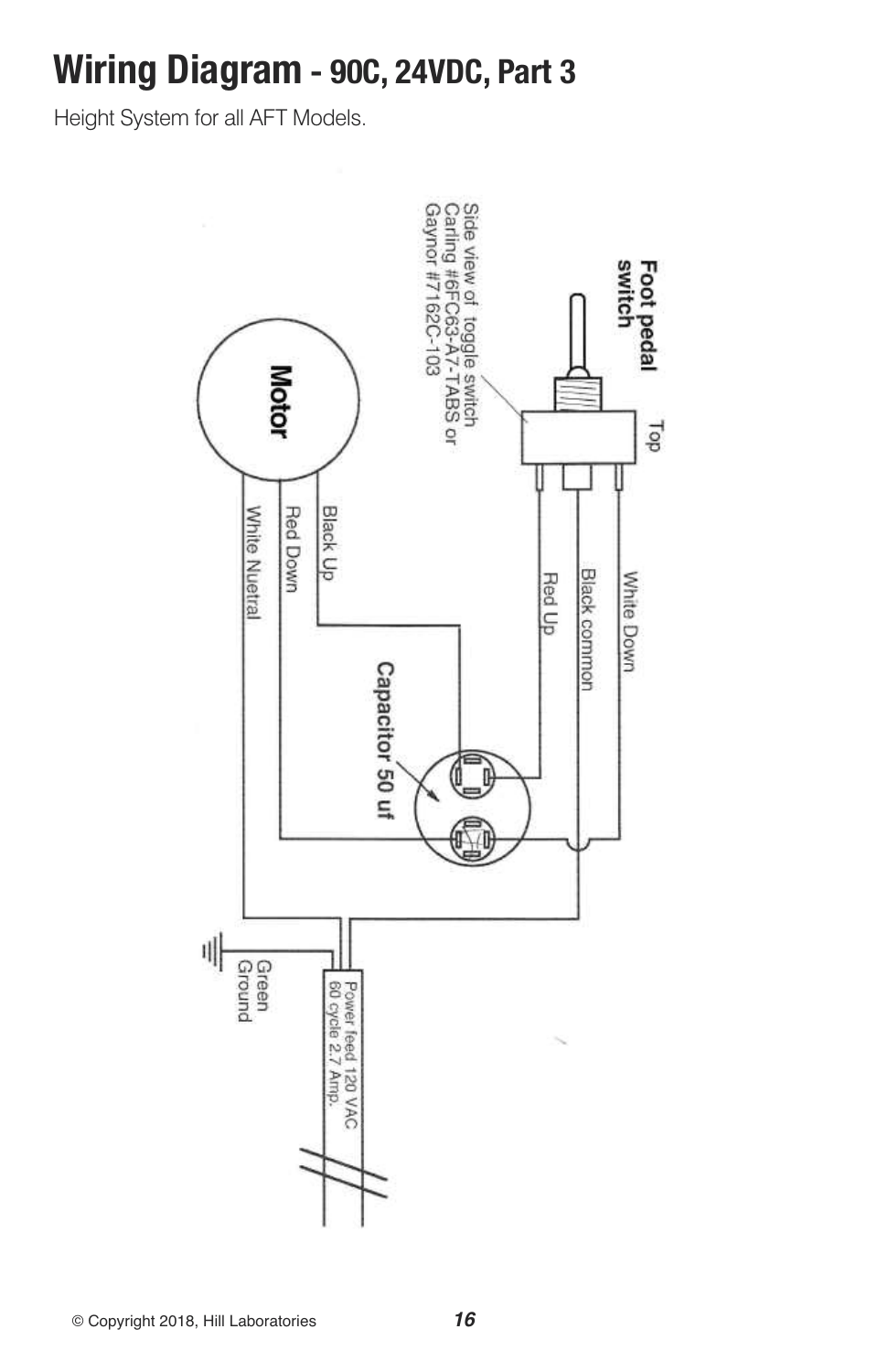# Wiring Diagram - 90C, 24VDC, Part 3

Height System for all AFT Models.

Foot pedal switch

Top

Side view of toggle switch Carling #6FC63-A7-TABS or Gaynor #7162C-103

Motor

Black Up

Red Down

White Nuetral

Red Up

Black common

White Down

Capacitor 50 uf

Green Ground

Power feed 120 VAC 60 cycle 2.7 Amp.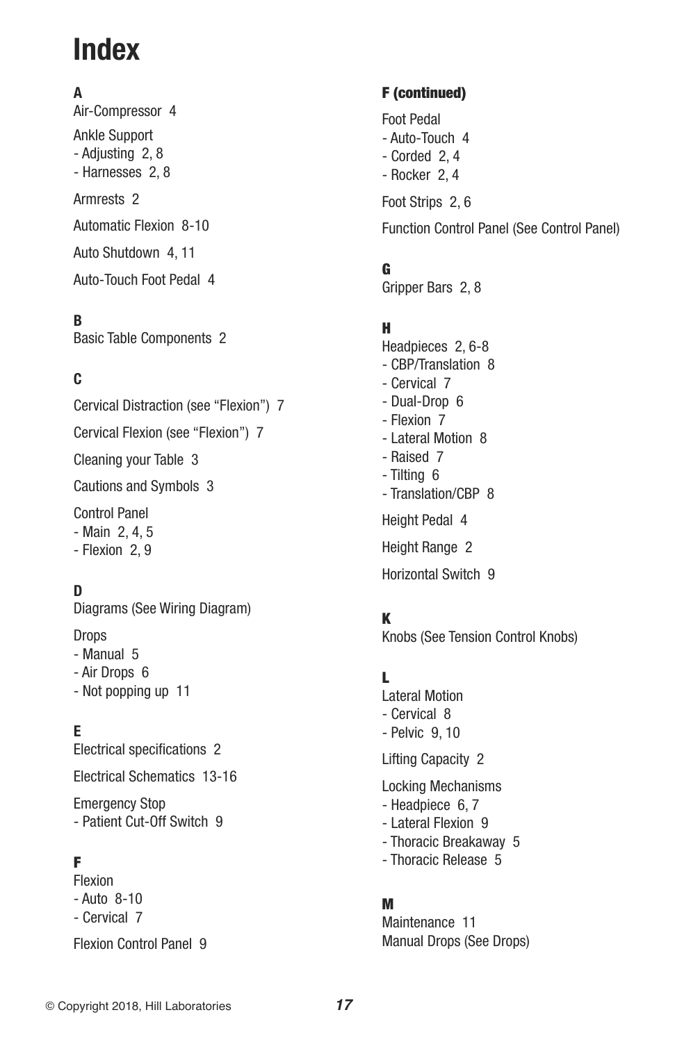# Index

**A**

Air-Compressor 4

Ankle Support
- Adjusting 2, 8
- Harnesses 2, 8

Armrests 2

Automatic Flexion 8-10

Auto Shutdown 4, 11

Auto-Touch Foot Pedal 4

**B**

Basic Table Components 2

**C**

Cervical Distraction (see "Flexion") 7

Cervical Flexion (see "Flexion") 7

Cleaning your Table 3

Cautions and Symbols 3

Control Panel
- Main 2, 4, 5
- Flexion 2, 9

**D**

Diagrams (See Wiring Diagram)

Drops
- Manual 5
- Air Drops 6
- Not popping up 11

**E**

Electrical specifications 2

Electrical Schematics 13-16

Emergency Stop
- Patient Cut-Off Switch 9

**F**

Flexion
- Auto 8-10
- Cervical 7

Flexion Control Panel 9

**F (continued)**

Foot Pedal
- Auto-Touch 4
- Corded 2, 4
- Rocker 2, 4

Foot Strips 2, 6

Function Control Panel (See Control Panel)

**G**

Gripper Bars 2, 8

**H**

Headpieces 2, 6-8
- CBP/Translation 8
- Cervical 7
- Dual-Drop 6
- Flexion 7
- Lateral Motion 8
- Raised 7
- Tilting 6
- Translation/CBP 8

Height Pedal 4

Height Range 2

Horizontal Switch 9

**K**

Knobs (See Tension Control Knobs)

**L**

Lateral Motion
- Cervical 8
- Pelvic 9, 10

Lifting Capacity 2

Locking Mechanisms
- Headpiece 6, 7
- Lateral Flexion 9
- Thoracic Breakaway 5
- Thoracic Release 5

**M**

Maintenance 11
Manual Drops (See Drops)

© Copyright 2018, Hill Laboratories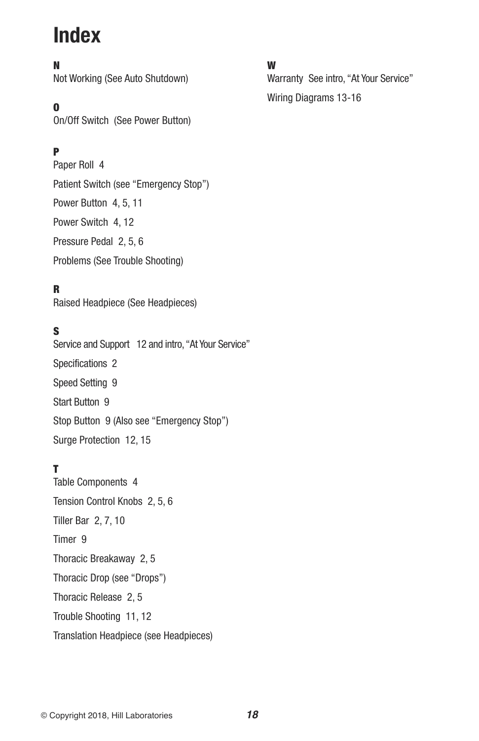# Index

**N**

Not Working (See Auto Shutdown)

**O**

On/Off Switch (See Power Button)

**P**

Paper Roll 4

Patient Switch (see "Emergency Stop")

Power Button 4, 5, 11

Power Switch 4, 12

Pressure Pedal 2, 5, 6

Problems (See Trouble Shooting)

**R**

Raised Headpiece (See Headpieces)

**S**

Service and Support 12 and intro, "At Your Service"

Specifications 2

Speed Setting 9

Start Button 9

Stop Button 9 (Also see "Emergency Stop")

Surge Protection 12, 15

**T**

Table Components 4

Tension Control Knobs 2, 5, 6

Tiller Bar 2, 7, 10

Timer 9

Thoracic Breakaway 2, 5

Thoracic Drop (see "Drops")

Thoracic Release 2, 5

Trouble Shooting 11, 12

Translation Headpiece (see Headpieces)

**W**

Warranty See intro, "At Your Service"

Wiring Diagrams 13-16

© Copyright 2018, Hill Laboratories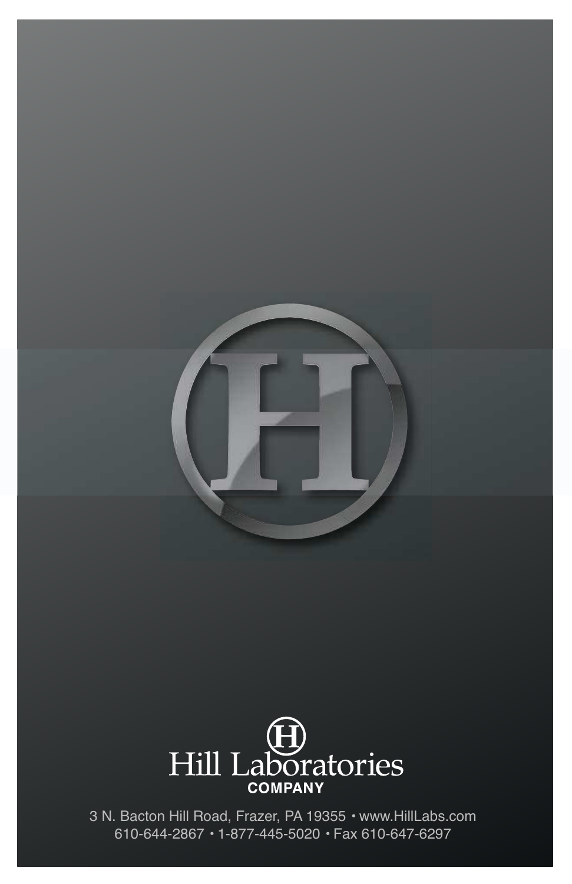Hill Laboratories
COMPANY

3 N. Bacton Hill Road, Frazer, PA 19355 • www.HillLabs.com
610-644-2867 • 1-877-445-5020 • Fax 610-647-6297